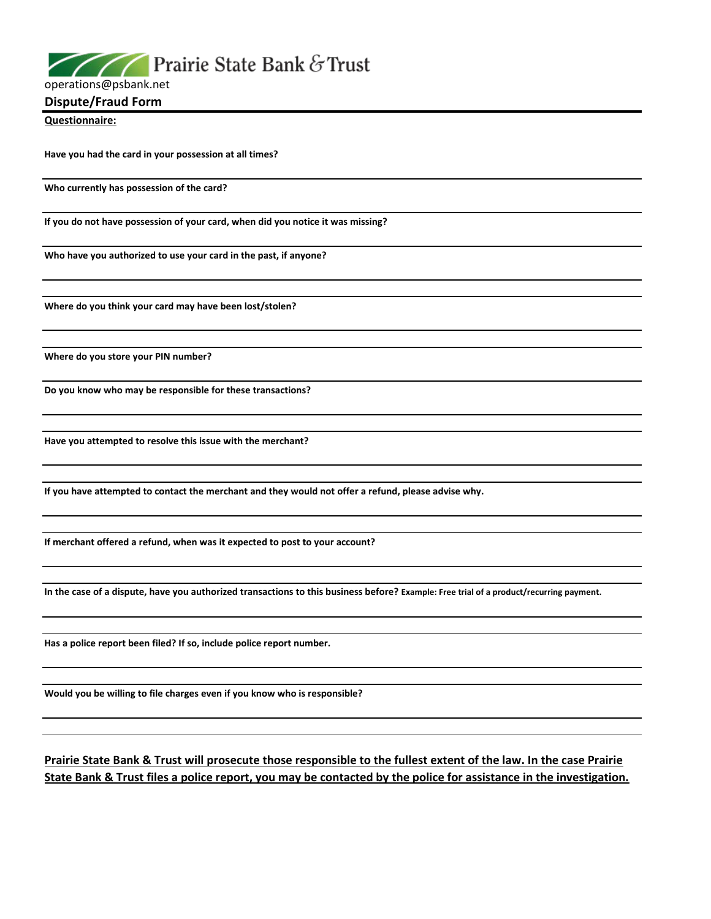Prairie State Bank & Trust

operations@psbank.net

## Dispute/Fraud Form

**Questionnaire:**

**Have you had the card in your possession at all times?**

**Who currently has possession of the card?**

**If you do not have possession of your card, when did you notice it was missing?**

**Who have you authorized to use your card in the past, if anyone?**

**Where do you think your card may have been lost/stolen?**

**Where do you store your PIN number?**

**Do you know who may be responsible for these transactions?**

**Have you attempted to resolve this issue with the merchant?**

**If you have attempted to contact the merchant and they would not offer a refund, please advise why.**

**If merchant offered a refund, when was it expected to post to your account?**

**In the case of a dispute, have you authorized transactions to this business before?** **Example: Free trial of a product/recurring payment.**

**Has a police report been filed? If so, include police report number.**

**Would you be willing to file charges even if you know who is responsible?**

**Prairie State Bank & Trust will prosecute those responsible to the fullest extent of the law. In the case Prairie State Bank & Trust files a police report, you may be contacted by the police for assistance in the investigation.**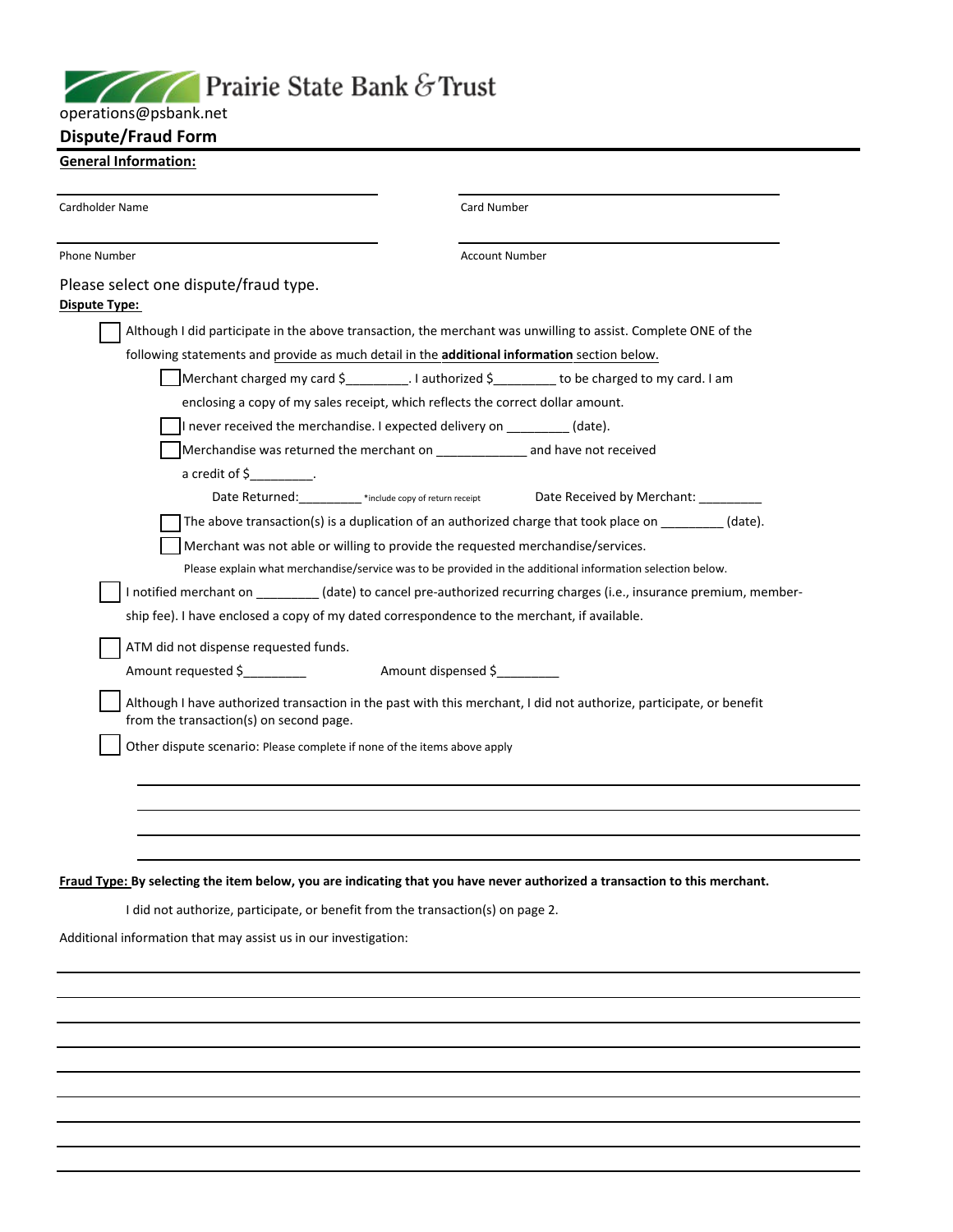Prairie State Bank & Trust

operations@psbank.net

## Dispute/Fraud Form

**General Information:**

| | |
|---|---|
| Cardholder Name: ____________________ | Card Number: ____________________ |
| Phone Number: ____________________ | Account Number: ____________________ |

Please select one dispute/fraud type.

**Dispute Type:**

- [ ] Although I did participate in the above transaction, the merchant was unwilling to assist. Complete ONE of the following statements and provide as much detail in the **additional information** section below.
  - [ ] Merchant charged my card $_________. I authorized $_________ to be charged to my card. I am enclosing a copy of my sales receipt, which reflects the correct dollar amount.
  - [ ] I never received the merchandise. I expected delivery on _________ (date).
  - [ ] Merchandise was returned the merchant on _____________ and have not received a credit of $_________.
    
    Date Returned:_________ *include copy of return receipt    Date Received by Merchant: _________
  - [ ] The above transaction(s) is a duplication of an authorized charge that took place on _________ (date).
  - [ ] Merchant was not able or willing to provide the requested merchandise/services.
    
    Please explain what merchandise/service was to be provided in the additional information selection below.
- [ ] I notified merchant on _________ (date) to cancel pre-authorized recurring charges (i.e., insurance premium, membership fee). I have enclosed a copy of my dated correspondence to the merchant, if available.
- [ ] ATM did not dispense requested funds.
  
  Amount requested $_________    Amount dispensed $_________
- [ ] Although I have authorized transaction in the past with this merchant, I did not authorize, participate, or benefit from the transaction(s) on second page.
- [ ] Other dispute scenario: Please complete if none of the items above apply

____________________________________________________________

____________________________________________________________

____________________________________________________________

**Fraud Type: By selecting the item below, you are indicating that you have never authorized a transaction to this merchant.**

I did not authorize, participate, or benefit from the transaction(s) on page 2.

Additional information that may assist us in our investigation:

____________________________________________________________

____________________________________________________________

____________________________________________________________

____________________________________________________________

____________________________________________________________

____________________________________________________________

____________________________________________________________

____________________________________________________________

____________________________________________________________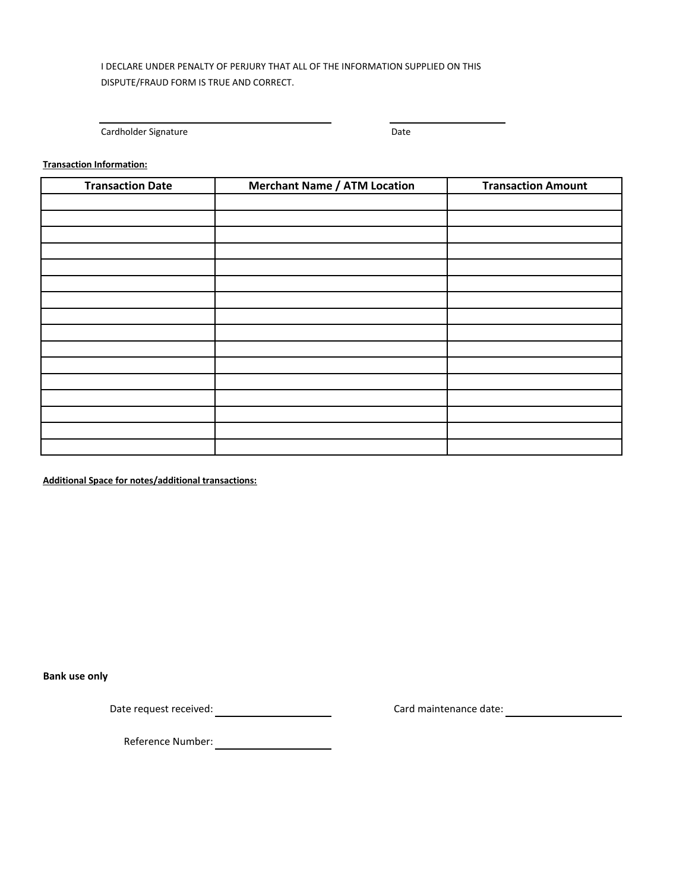I DECLARE UNDER PENALTY OF PERJURY THAT ALL OF THE INFORMATION SUPPLIED ON THIS DISPUTE/FRAUD FORM IS TRUE AND CORRECT.

\_\_\_\_\_\_\_\_\_\_\_\_\_\_\_\_\_\_\_\_\_\_\_\_\_\_\_\_\_\_\_\_\_\_\_\_\_\_\_\_ \_\_\_\_\_\_\_\_\_\_\_\_\_\_\_\_\_\_\_\_

Cardholder Signature Date

**Transaction Information:**

| Transaction Date | Merchant Name / ATM Location | Transaction Amount |
|---|---|---|
| | | |
| | | |
| | | |
| | | |
| | | |
| | | |
| | | |
| | | |
| | | |
| | | |
| | | |
| | | |
| | | |
| | | |
| | | |
| | | |

**Additional Space for notes/additional transactions:**

**Bank use only**

Date request received: \_\_\_\_\_\_\_\_\_\_\_\_\_\_\_\_\_\_\_\_ Card maintenance date: \_\_\_\_\_\_\_\_\_\_\_\_\_\_\_\_\_\_\_\_

Reference Number: \_\_\_\_\_\_\_\_\_\_\_\_\_\_\_\_\_\_\_\_